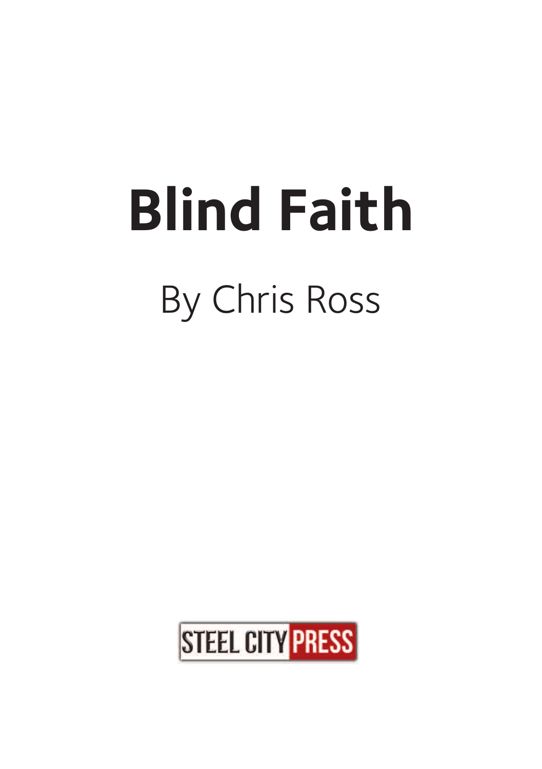# Blind Faith

By Chris Ross

STEEL CITY PRESS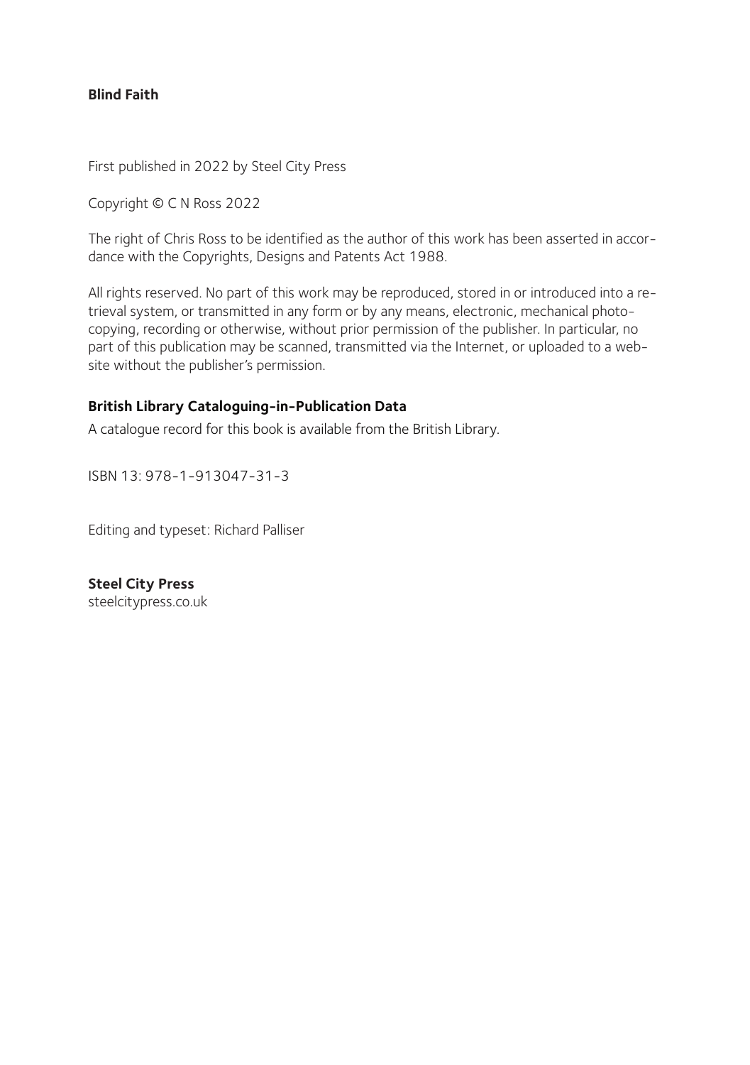**Blind Faith**

First published in 2022 by Steel City Press

Copyright © C N Ross 2022

The right of Chris Ross to be identified as the author of this work has been asserted in accordance with the Copyrights, Designs and Patents Act 1988.

All rights reserved. No part of this work may be reproduced, stored in or introduced into a retrieval system, or transmitted in any form or by any means, electronic, mechanical photocopying, recording or otherwise, without prior permission of the publisher. In particular, no part of this publication may be scanned, transmitted via the Internet, or uploaded to a website without the publisher's permission.

**British Library Cataloguing-in-Publication Data**

A catalogue record for this book is available from the British Library.

ISBN 13: 978-1-913047-31-3

Editing and typeset: Richard Palliser

**Steel City Press**
steelcitypress.co.uk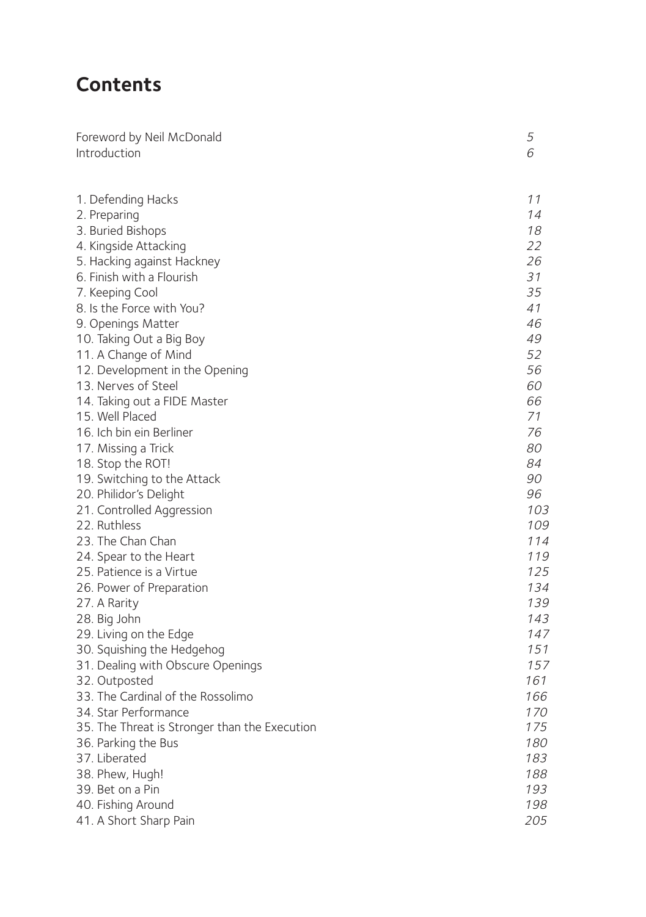# Contents

| | |
|---|---|
| Foreword by Neil McDonald | *5* |
| Introduction | *6* |
| | |
| 1. Defending Hacks | *11* |
| 2. Preparing | *14* |
| 3. Buried Bishops | *18* |
| 4. Kingside Attacking | *22* |
| 5. Hacking against Hackney | *26* |
| 6. Finish with a Flourish | *31* |
| 7. Keeping Cool | *35* |
| 8. Is the Force with You? | *41* |
| 9. Openings Matter | *46* |
| 10. Taking Out a Big Boy | *49* |
| 11. A Change of Mind | *52* |
| 12. Development in the Opening | *56* |
| 13. Nerves of Steel | *60* |
| 14. Taking out a FIDE Master | *66* |
| 15. Well Placed | *71* |
| 16. Ich bin ein Berliner | *76* |
| 17. Missing a Trick | *80* |
| 18. Stop the ROT! | *84* |
| 19. Switching to the Attack | *90* |
| 20. Philidor's Delight | *96* |
| 21. Controlled Aggression | *103* |
| 22. Ruthless | *109* |
| 23. The Chan Chan | *114* |
| 24. Spear to the Heart | *119* |
| 25. Patience is a Virtue | *125* |
| 26. Power of Preparation | *134* |
| 27. A Rarity | *139* |
| 28. Big John | *143* |
| 29. Living on the Edge | *147* |
| 30. Squishing the Hedgehog | *151* |
| 31. Dealing with Obscure Openings | *157* |
| 32. Outposted | *161* |
| 33. The Cardinal of the Rossolimo | *166* |
| 34. Star Performance | *170* |
| 35. The Threat is Stronger than the Execution | *175* |
| 36. Parking the Bus | *180* |
| 37. Liberated | *183* |
| 38. Phew, Hugh! | *188* |
| 39. Bet on a Pin | *193* |
| 40. Fishing Around | *198* |
| 41. A Short Sharp Pain | *205* |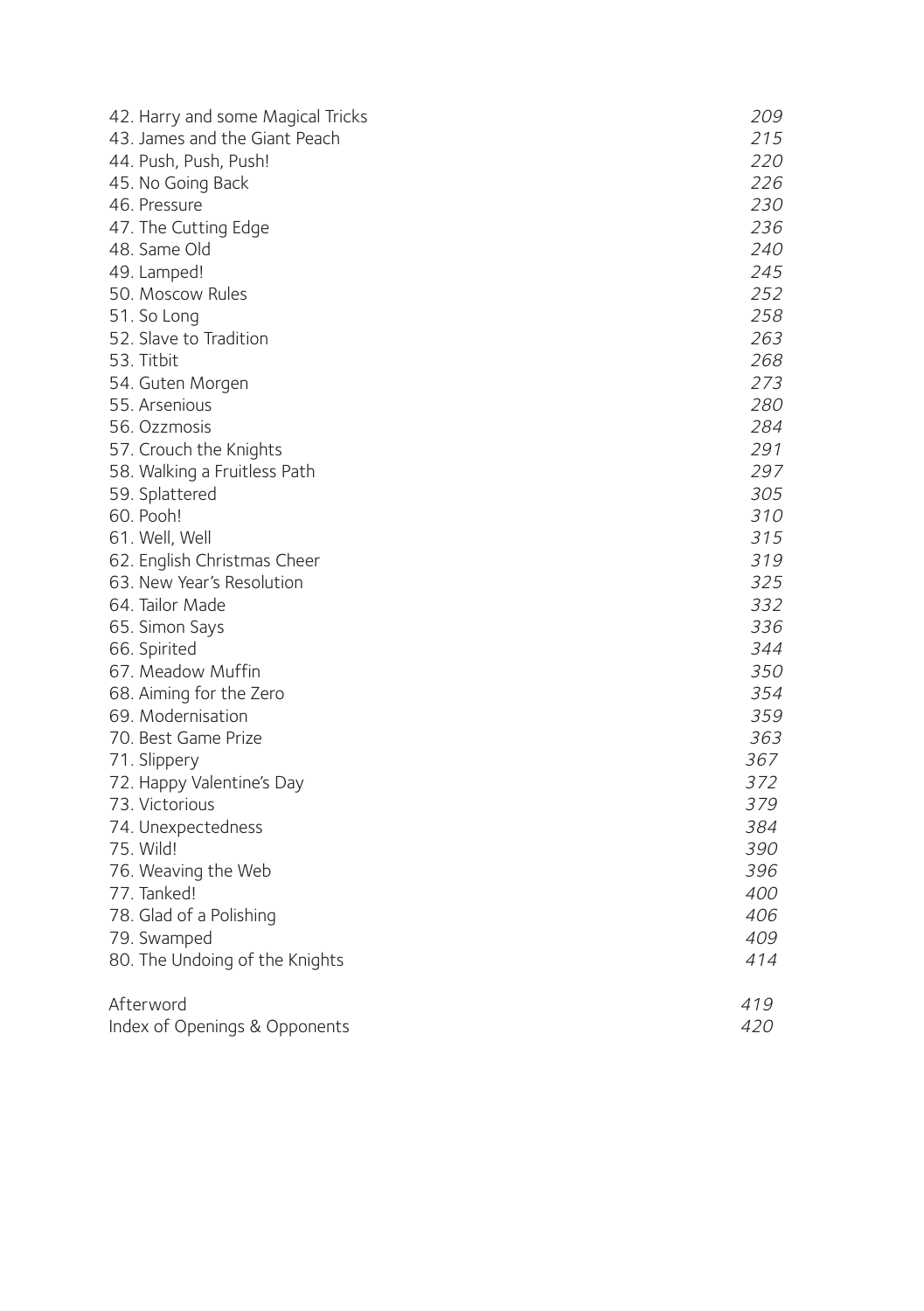| | |
|---|---|
| 42. Harry and some Magical Tricks | 209 |
| 43. James and the Giant Peach | 215 |
| 44. Push, Push, Push! | 220 |
| 45. No Going Back | 226 |
| 46. Pressure | 230 |
| 47. The Cutting Edge | 236 |
| 48. Same Old | 240 |
| 49. Lamped! | 245 |
| 50. Moscow Rules | 252 |
| 51. So Long | 258 |
| 52. Slave to Tradition | 263 |
| 53. Titbit | 268 |
| 54. Guten Morgen | 273 |
| 55. Arsenious | 280 |
| 56. Ozzmosis | 284 |
| 57. Crouch the Knights | 291 |
| 58. Walking a Fruitless Path | 297 |
| 59. Splattered | 305 |
| 60. Pooh! | 310 |
| 61. Well, Well | 315 |
| 62. English Christmas Cheer | 319 |
| 63. New Year's Resolution | 325 |
| 64. Tailor Made | 332 |
| 65. Simon Says | 336 |
| 66. Spirited | 344 |
| 67. Meadow Muffin | 350 |
| 68. Aiming for the Zero | 354 |
| 69. Modernisation | 359 |
| 70. Best Game Prize | 363 |
| 71. Slippery | 367 |
| 72. Happy Valentine's Day | 372 |
| 73. Victorious | 379 |
| 74. Unexpectedness | 384 |
| 75. Wild! | 390 |
| 76. Weaving the Web | 396 |
| 77. Tanked! | 400 |
| 78. Glad of a Polishing | 406 |
| 79. Swamped | 409 |
| 80. The Undoing of the Knights | 414 |
| | |
| Afterword | 419 |
| Index of Openings & Opponents | 420 |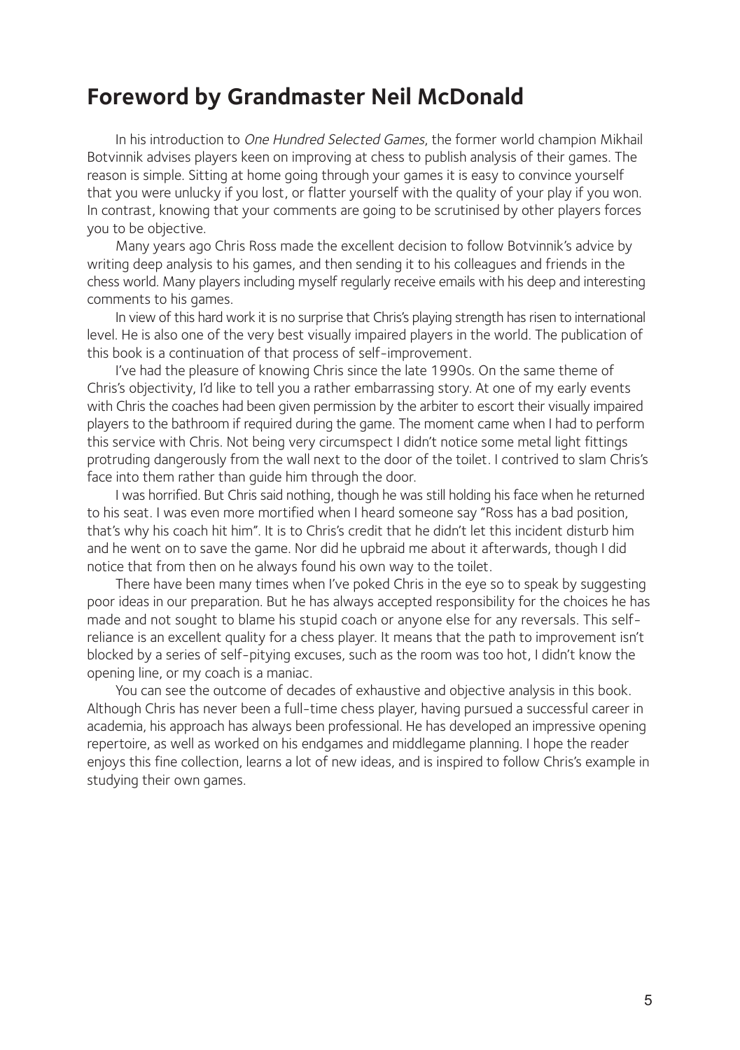## Foreword by Grandmaster Neil McDonald

In his introduction to *One Hundred Selected Games*, the former world champion Mikhail Botvinnik advises players keen on improving at chess to publish analysis of their games. The reason is simple. Sitting at home going through your games it is easy to convince yourself that you were unlucky if you lost, or flatter yourself with the quality of your play if you won. In contrast, knowing that your comments are going to be scrutinised by other players forces you to be objective.

Many years ago Chris Ross made the excellent decision to follow Botvinnik's advice by writing deep analysis to his games, and then sending it to his colleagues and friends in the chess world. Many players including myself regularly receive emails with his deep and interesting comments to his games.

In view of this hard work it is no surprise that Chris's playing strength has risen to international level. He is also one of the very best visually impaired players in the world. The publication of this book is a continuation of that process of self-improvement.

I've had the pleasure of knowing Chris since the late 1990s. On the same theme of Chris's objectivity, I'd like to tell you a rather embarrassing story. At one of my early events with Chris the coaches had been given permission by the arbiter to escort their visually impaired players to the bathroom if required during the game. The moment came when I had to perform this service with Chris. Not being very circumspect I didn't notice some metal light fittings protruding dangerously from the wall next to the door of the toilet. I contrived to slam Chris's face into them rather than guide him through the door.

I was horrified. But Chris said nothing, though he was still holding his face when he returned to his seat. I was even more mortified when I heard someone say "Ross has a bad position, that's why his coach hit him". It is to Chris's credit that he didn't let this incident disturb him and he went on to save the game. Nor did he upbraid me about it afterwards, though I did notice that from then on he always found his own way to the toilet.

There have been many times when I've poked Chris in the eye so to speak by suggesting poor ideas in our preparation. But he has always accepted responsibility for the choices he has made and not sought to blame his stupid coach or anyone else for any reversals. This self-reliance is an excellent quality for a chess player. It means that the path to improvement isn't blocked by a series of self-pitying excuses, such as the room was too hot, I didn't know the opening line, or my coach is a maniac.

You can see the outcome of decades of exhaustive and objective analysis in this book. Although Chris has never been a full-time chess player, having pursued a successful career in academia, his approach has always been professional. He has developed an impressive opening repertoire, as well as worked on his endgames and middlegame planning. I hope the reader enjoys this fine collection, learns a lot of new ideas, and is inspired to follow Chris's example in studying their own games.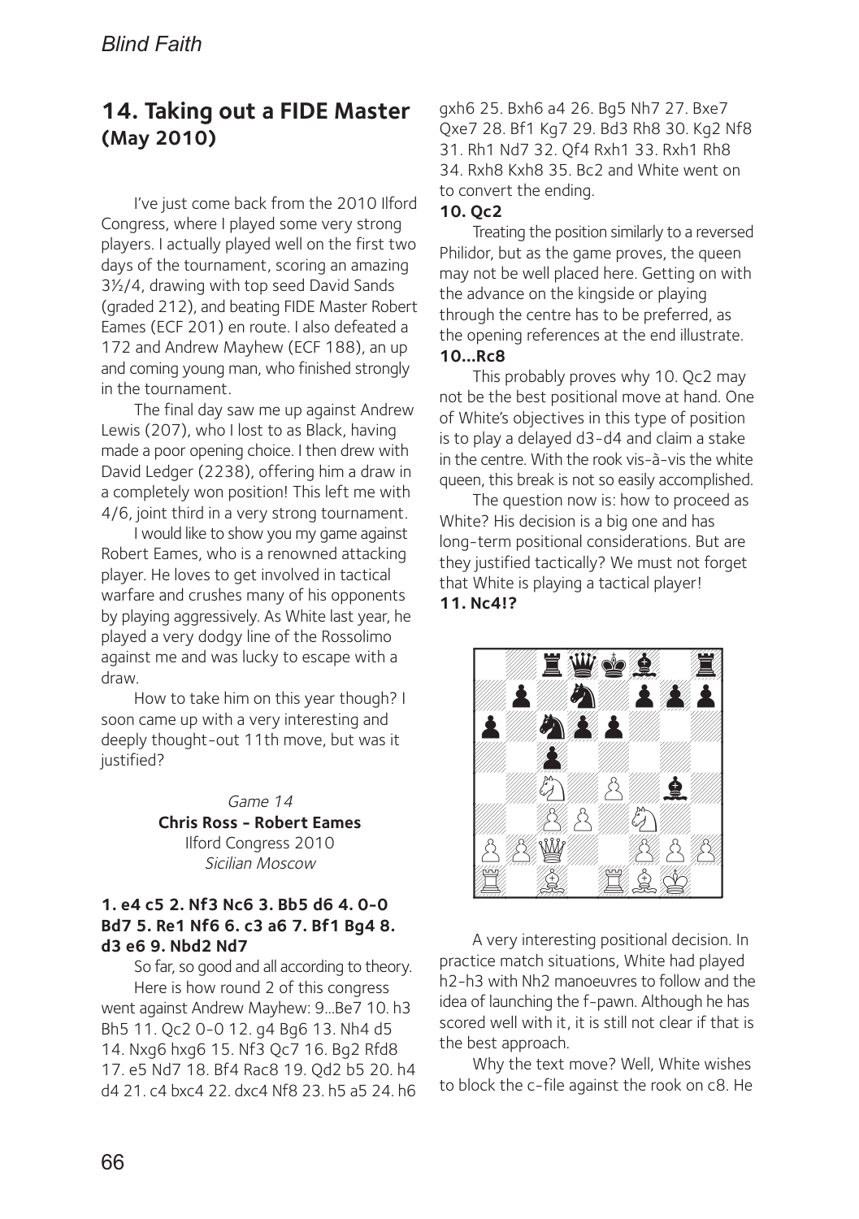## 14. Taking out a FIDE Master (May 2010)

I've just come back from the 2010 Ilford Congress, where I played some very strong players. I actually played well on the first two days of the tournament, scoring an amazing 3½/4, drawing with top seed David Sands (graded 212), and beating FIDE Master Robert Eames (ECF 201) en route. I also defeated a 172 and Andrew Mayhew (ECF 188), an up and coming young man, who finished strongly in the tournament.

The final day saw me up against Andrew Lewis (207), who I lost to as Black, having made a poor opening choice. I then drew with David Ledger (2238), offering him a draw in a completely won position! This left me with 4/6, joint third in a very strong tournament.

I would like to show you my game against Robert Eames, who is a renowned attacking player. He loves to get involved in tactical warfare and crushes many of his opponents by playing aggressively. As White last year, he played a very dodgy line of the Rossolimo against me and was lucky to escape with a draw.

How to take him on this year though? I soon came up with a very interesting and deeply thought-out 11th move, but was it justified?

*Game 14*
**Chris Ross - Robert Eames**
Ilford Congress 2010
*Sicilian Moscow*

**1. e4 c5 2. Nf3 Nc6 3. Bb5 d6 4. 0-0 Bd7 5. Re1 Nf6 6. c3 a6 7. Bf1 Bg4 8. d3 e6 9. Nbd2 Nd7**

So far, so good and all according to theory.

Here is how round 2 of this congress went against Andrew Mayhew: 9...Be7 10. h3 Bh5 11. Qc2 0-0 12. g4 Bg6 13. Nh4 d5 14. Nxg6 hxg6 15. Nf3 Qc7 16. Bg2 Rfd8 17. e5 Nd7 18. Bf4 Rac8 19. Qd2 b5 20. h4 d4 21. c4 bxc4 22. dxc4 Nf8 23. h5 a5 24. h6 gxh6 25. Bxh6 a4 26. Bg5 Nh7 27. Bxe7 Qxe7 28. Bf1 Kg7 29. Bd3 Rh8 30. Kg2 Nf8 31. Rh1 Nd7 32. Qf4 Rxh1 33. Rxh1 Rh8 34. Rxh8 Kxh8 35. Bc2 and White went on to convert the ending.

**10. Qc2**

Treating the position similarly to a reversed Philidor, but as the game proves, the queen may not be well placed here. Getting on with the advance on the kingside or playing through the centre has to be preferred, as the opening references at the end illustrate.

**10...Rc8**

This probably proves why 10. Qc2 may not be the best positional move at hand. One of White's objectives in this type of position is to play a delayed d3-d4 and claim a stake in the centre. With the rook vis-à-vis the white queen, this break is not so easily accomplished.

The question now is: how to proceed as White? His decision is a big one and has long-term positional considerations. But are they justified tactically? We must not forget that White is playing a tactical player!

**11. Nc4!?**

A very interesting positional decision. In practice match situations, White had played h2-h3 with Nh2 manoeuvres to follow and the idea of launching the f-pawn. Although he has scored well with it, it is still not clear if that is the best approach.

Why the text move? Well, White wishes to block the c-file against the rook on c8. He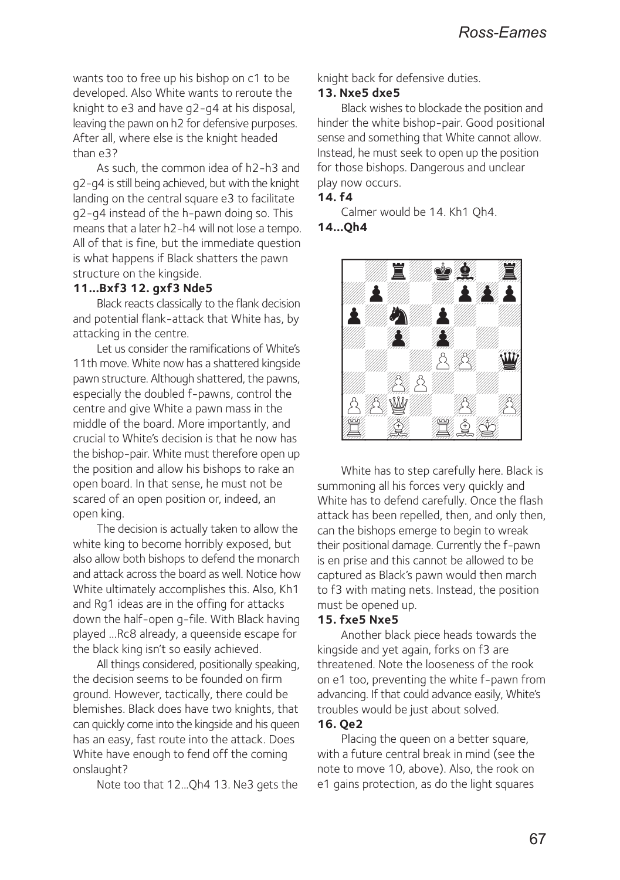wants too to free up his bishop on c1 to be developed. Also White wants to reroute the knight to e3 and have g2-g4 at his disposal, leaving the pawn on h2 for defensive purposes. After all, where else is the knight headed than e3?

As such, the common idea of h2-h3 and g2-g4 is still being achieved, but with the knight landing on the central square e3 to facilitate g2-g4 instead of the h-pawn doing so. This means that a later h2-h4 will not lose a tempo. All of that is fine, but the immediate question is what happens if Black shatters the pawn structure on the kingside.

**11...Bxf3 12. gxf3 Nde5**

Black reacts classically to the flank decision and potential flank-attack that White has, by attacking in the centre.

Let us consider the ramifications of White's 11th move. White now has a shattered kingside pawn structure. Although shattered, the pawns, especially the doubled f-pawns, control the centre and give White a pawn mass in the middle of the board. More importantly, and crucial to White's decision is that he now has the bishop-pair. White must therefore open up the position and allow his bishops to rake an open board. In that sense, he must not be scared of an open position or, indeed, an open king.

The decision is actually taken to allow the white king to become horribly exposed, but also allow both bishops to defend the monarch and attack across the board as well. Notice how White ultimately accomplishes this. Also, Kh1 and Rg1 ideas are in the offing for attacks down the half-open g-file. With Black having played ...Rc8 already, a queenside escape for the black king isn't so easily achieved.

All things considered, positionally speaking, the decision seems to be founded on firm ground. However, tactically, there could be blemishes. Black does have two knights, that can quickly come into the kingside and his queen has an easy, fast route into the attack. Does White have enough to fend off the coming onslaught?

Note too that 12...Qh4 13. Ne3 gets the knight back for defensive duties.

**13. Nxe5 dxe5**

Black wishes to blockade the position and hinder the white bishop-pair. Good positional sense and something that White cannot allow. Instead, he must seek to open up the position for those bishops. Dangerous and unclear play now occurs.

**14. f4**

Calmer would be 14. Kh1 Qh4.

**14...Qh4**

White has to step carefully here. Black is summoning all his forces very quickly and White has to defend carefully. Once the flash attack has been repelled, then, and only then, can the bishops emerge to begin to wreak their positional damage. Currently the f-pawn is en prise and this cannot be allowed to be captured as Black's pawn would then march to f3 with mating nets. Instead, the position must be opened up.

**15. fxe5 Nxe5**

Another black piece heads towards the kingside and yet again, forks on f3 are threatened. Note the looseness of the rook on e1 too, preventing the white f-pawn from advancing. If that could advance easily, White's troubles would be just about solved.

**16. Qe2**

Placing the queen on a better square, with a future central break in mind (see the note to move 10, above). Also, the rook on e1 gains protection, as do the light squares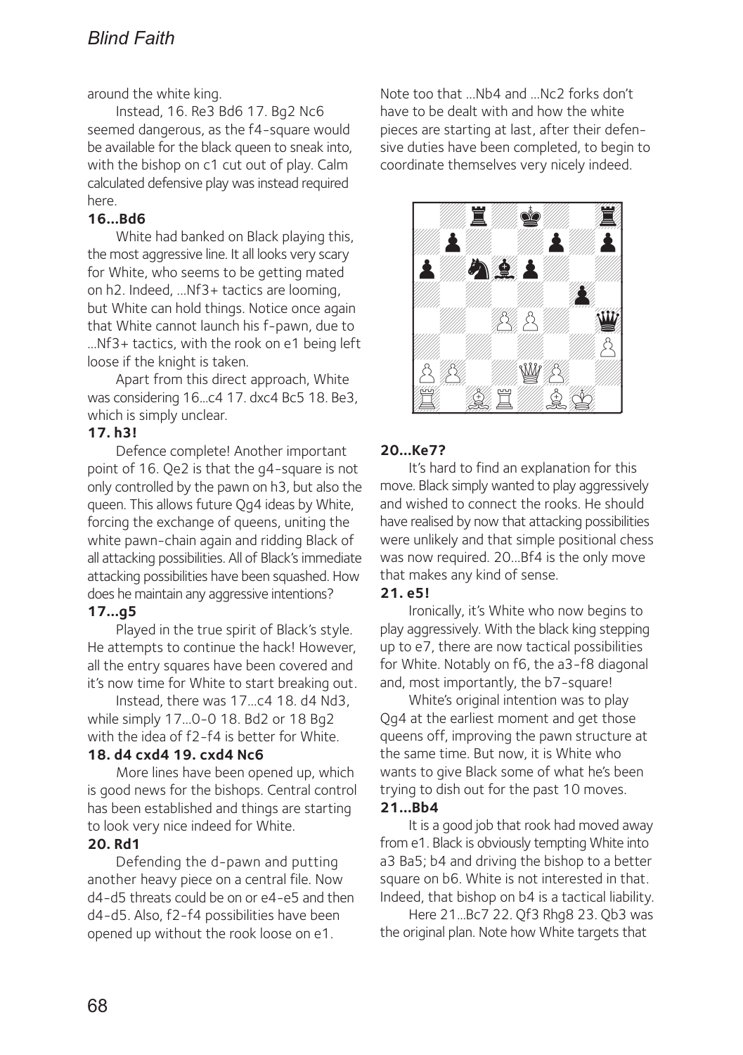around the white king.

Instead, 16. Re3 Bd6 17. Bg2 Nc6 seemed dangerous, as the f4-square would be available for the black queen to sneak into, with the bishop on c1 cut out of play. Calm calculated defensive play was instead required here.

**16...Bd6**

White had banked on Black playing this, the most aggressive line. It all looks very scary for White, who seems to be getting mated on h2. Indeed, ...Nf3+ tactics are looming, but White can hold things. Notice once again that White cannot launch his f-pawn, due to ...Nf3+ tactics, with the rook on e1 being left loose if the knight is taken.

Apart from this direct approach, White was considering 16...c4 17. dxc4 Bc5 18. Be3, which is simply unclear.

**17. h3!**

Defence complete! Another important point of 16. Qe2 is that the g4-square is not only controlled by the pawn on h3, but also the queen. This allows future Qg4 ideas by White, forcing the exchange of queens, uniting the white pawn-chain again and ridding Black of all attacking possibilities. All of Black's immediate attacking possibilities have been squashed. How does he maintain any aggressive intentions?

**17...g5**

Played in the true spirit of Black's style. He attempts to continue the hack! However, all the entry squares have been covered and it's now time for White to start breaking out.

Instead, there was 17...c4 18. d4 Nd3, while simply 17...0-0 18. Bd2 or 18 Bg2 with the idea of f2-f4 is better for White.

**18. d4 cxd4 19. cxd4 Nc6**

More lines have been opened up, which is good news for the bishops. Central control has been established and things are starting to look very nice indeed for White.

**20. Rd1**

Defending the d-pawn and putting another heavy piece on a central file. Now d4-d5 threats could be on or e4-e5 and then d4-d5. Also, f2-f4 possibilities have been opened up without the rook loose on e1.

Note too that ...Nb4 and ...Nc2 forks don't have to be dealt with and how the white pieces are starting at last, after their defensive duties have been completed, to begin to coordinate themselves very nicely indeed.

**20...Ke7?**

It's hard to find an explanation for this move. Black simply wanted to play aggressively and wished to connect the rooks. He should have realised by now that attacking possibilities were unlikely and that simple positional chess was now required. 20...Bf4 is the only move that makes any kind of sense.

**21. e5!**

Ironically, it's White who now begins to play aggressively. With the black king stepping up to e7, there are now tactical possibilities for White. Notably on f6, the a3-f8 diagonal and, most importantly, the b7-square!

White's original intention was to play Qg4 at the earliest moment and get those queens off, improving the pawn structure at the same time. But now, it is White who wants to give Black some of what he's been trying to dish out for the past 10 moves.

**21...Bb4**

It is a good job that rook had moved away from e1. Black is obviously tempting White into a3 Ba5; b4 and driving the bishop to a better square on b6. White is not interested in that. Indeed, that bishop on b4 is a tactical liability.

Here 21...Bc7 22. Qf3 Rhg8 23. Qb3 was the original plan. Note how White targets that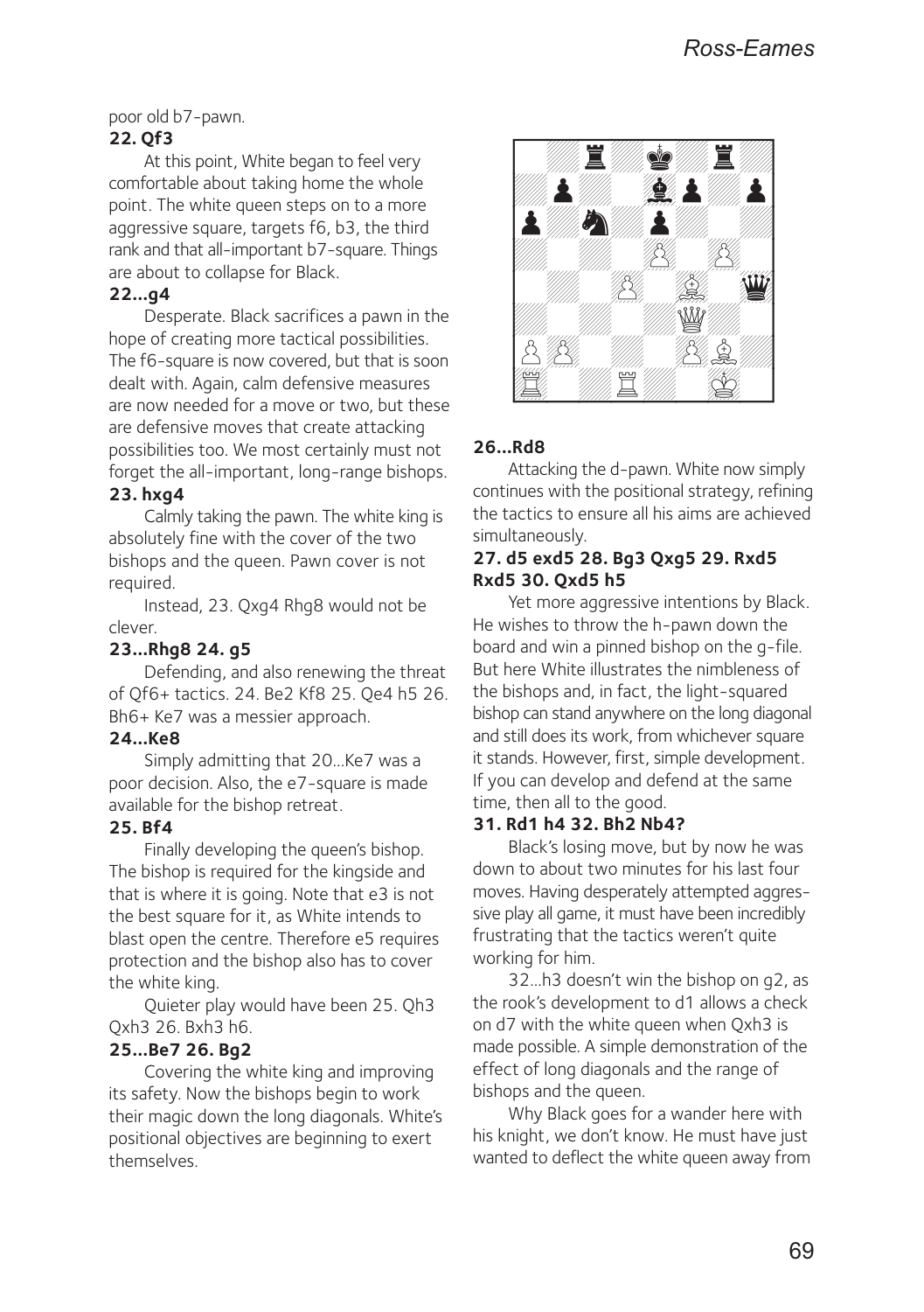poor old b7-pawn.

**22. Qf3**

At this point, White began to feel very comfortable about taking home the whole point. The white queen steps on to a more aggressive square, targets f6, b3, the third rank and that all-important b7-square. Things are about to collapse for Black.

**22...g4**

Desperate. Black sacrifices a pawn in the hope of creating more tactical possibilities. The f6-square is now covered, but that is soon dealt with. Again, calm defensive measures are now needed for a move or two, but these are defensive moves that create attacking possibilities too. We most certainly must not forget the all-important, long-range bishops.

**23. hxg4**

Calmly taking the pawn. The white king is absolutely fine with the cover of the two bishops and the queen. Pawn cover is not required.

Instead, 23. Qxg4 Rhg8 would not be clever.

**23...Rhg8 24. g5**

Defending, and also renewing the threat of Qf6+ tactics. 24. Be2 Kf8 25. Qe4 h5 26. Bh6+ Ke7 was a messier approach.

**24...Ke8**

Simply admitting that 20...Ke7 was a poor decision. Also, the e7-square is made available for the bishop retreat.

**25. Bf4**

Finally developing the queen's bishop. The bishop is required for the kingside and that is where it is going. Note that e3 is not the best square for it, as White intends to blast open the centre. Therefore e5 requires protection and the bishop also has to cover the white king.

Quieter play would have been 25. Qh3 Qxh3 26. Bxh3 h6.

**25...Be7 26. Bg2**

Covering the white king and improving its safety. Now the bishops begin to work their magic down the long diagonals. White's positional objectives are beginning to exert themselves.

**26...Rd8**

Attacking the d-pawn. White now simply continues with the positional strategy, refining the tactics to ensure all his aims are achieved simultaneously.

**27. d5 exd5 28. Bg3 Qxg5 29. Rxd5 Rxd5 30. Qxd5 h5**

Yet more aggressive intentions by Black. He wishes to throw the h-pawn down the board and win a pinned bishop on the g-file. But here White illustrates the nimbleness of the bishops and, in fact, the light-squared bishop can stand anywhere on the long diagonal and still does its work, from whichever square it stands. However, first, simple development. If you can develop and defend at the same time, then all to the good.

**31. Rd1 h4 32. Bh2 Nb4?**

Black's losing move, but by now he was down to about two minutes for his last four moves. Having desperately attempted aggressive play all game, it must have been incredibly frustrating that the tactics weren't quite working for him.

32...h3 doesn't win the bishop on g2, as the rook's development to d1 allows a check on d7 with the white queen when Qxh3 is made possible. A simple demonstration of the effect of long diagonals and the range of bishops and the queen.

Why Black goes for a wander here with his knight, we don't know. He must have just wanted to deflect the white queen away from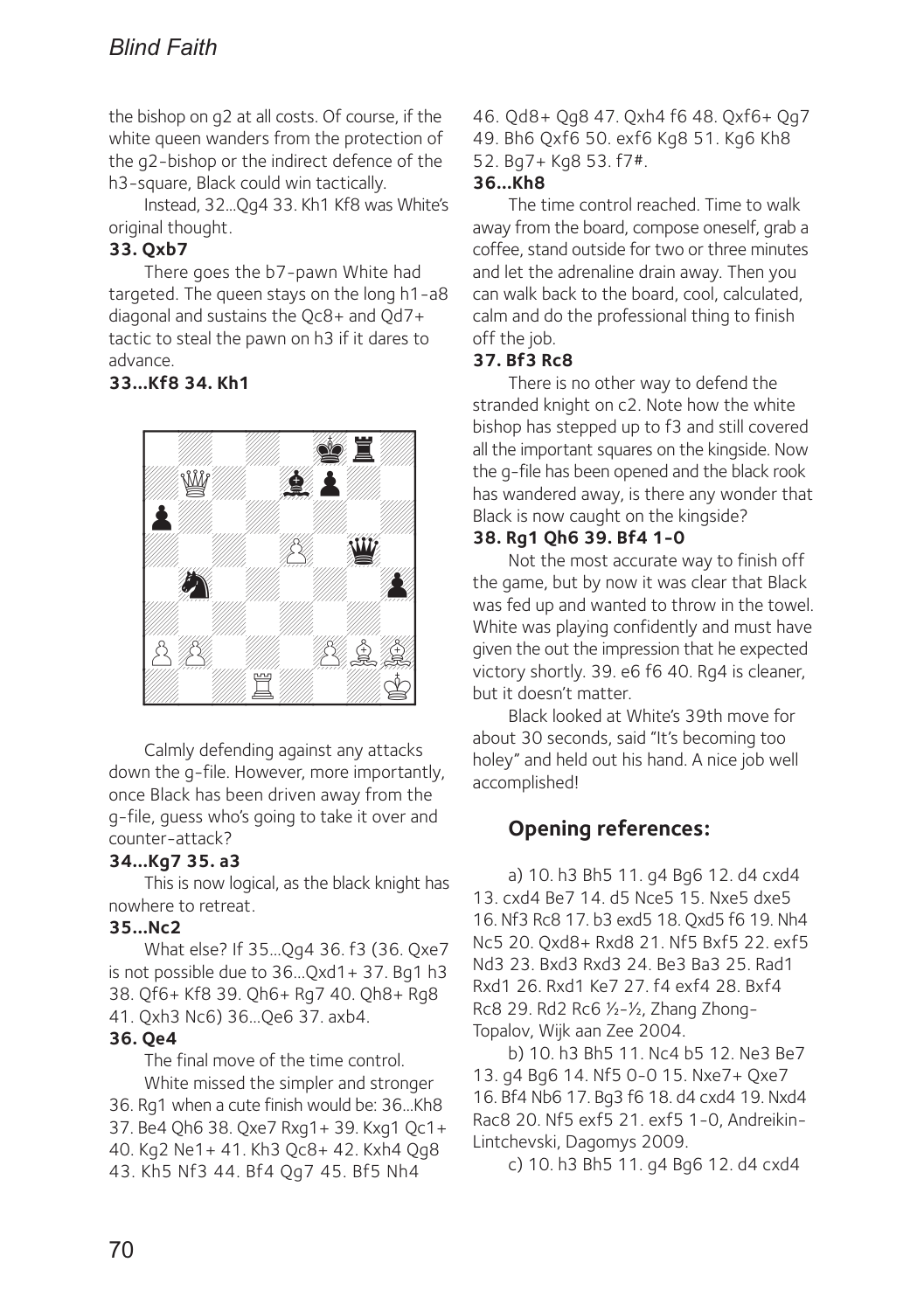the bishop on g2 at all costs. Of course, if the white queen wanders from the protection of the g2-bishop or the indirect defence of the h3-square, Black could win tactically.

Instead, 32...Qg4 33. Kh1 Kf8 was White's original thought.

**33. Qxb7**

There goes the b7-pawn White had targeted. The queen stays on the long h1-a8 diagonal and sustains the Qc8+ and Qd7+ tactic to steal the pawn on h3 if it dares to advance.

**33...Kf8 34. Kh1**

Calmly defending against any attacks down the g-file. However, more importantly, once Black has been driven away from the g-file, guess who's going to take it over and counter-attack?

**34...Kg7 35. a3**

This is now logical, as the black knight has nowhere to retreat.

**35...Nc2**

What else? If 35...Qg4 36. f3 (36. Qxe7 is not possible due to 36...Qxd1+ 37. Bg1 h3 38. Qf6+ Kf8 39. Qh6+ Rg7 40. Qh8+ Rg8 41. Qxh3 Nc6) 36...Qe6 37. axb4.

**36. Qe4**

The final move of the time control.

White missed the simpler and stronger 36. Rg1 when a cute finish would be: 36...Kh8 37. Be4 Qh6 38. Qxe7 Rxg1+ 39. Kxg1 Qc1+ 40. Kg2 Ne1+ 41. Kh3 Qc8+ 42. Kxh4 Qg8 43. Kh5 Nf3 44. Bf4 Qg7 45. Bf5 Nh4 46. Qd8+ Qg8 47. Qxh4 f6 48. Qxf6+ Qg7 49. Bh6 Qxf6 50. exf6 Kg8 51. Kg6 Kh8 52. Bg7+ Kg8 53. f7#.

**36...Kh8**

The time control reached. Time to walk away from the board, compose oneself, grab a coffee, stand outside for two or three minutes and let the adrenaline drain away. Then you can walk back to the board, cool, calculated, calm and do the professional thing to finish off the job.

**37. Bf3 Rc8**

There is no other way to defend the stranded knight on c2. Note how the white bishop has stepped up to f3 and still covered all the important squares on the kingside. Now the g-file has been opened and the black rook has wandered away, is there any wonder that Black is now caught on the kingside?

**38. Rg1 Qh6 39. Bf4 1-0**

Not the most accurate way to finish off the game, but by now it was clear that Black was fed up and wanted to throw in the towel. White was playing confidently and must have given the out the impression that he expected victory shortly. 39. e6 f6 40. Rg4 is cleaner, but it doesn't matter.

Black looked at White's 39th move for about 30 seconds, said "It's becoming too holey" and held out his hand. A nice job well accomplished!

## Opening references:

a) 10. h3 Bh5 11. g4 Bg6 12. d4 cxd4 13. cxd4 Be7 14. d5 Nce5 15. Nxe5 dxe5 16. Nf3 Rc8 17. b3 exd5 18. Qxd5 f6 19. Nh4 Nc5 20. Qxd8+ Rxd8 21. Nf5 Bxf5 22. exf5 Nd3 23. Bxd3 Rxd3 24. Be3 Ba3 25. Rad1 Rxd1 26. Rxd1 Ke7 27. f4 exf4 28. Bxf4 Rc8 29. Rd2 Rc6 ½-½, Zhang Zhong-Topalov, Wijk aan Zee 2004.

b) 10. h3 Bh5 11. Nc4 b5 12. Ne3 Be7 13. g4 Bg6 14. Nf5 0-0 15. Nxe7+ Qxe7 16. Bf4 Nb6 17. Bg3 f6 18. d4 cxd4 19. Nxd4 Rac8 20. Nf5 exf5 21. exf5 1-0, Andreikin-Lintchevski, Dagomys 2009.

c) 10. h3 Bh5 11. g4 Bg6 12. d4 cxd4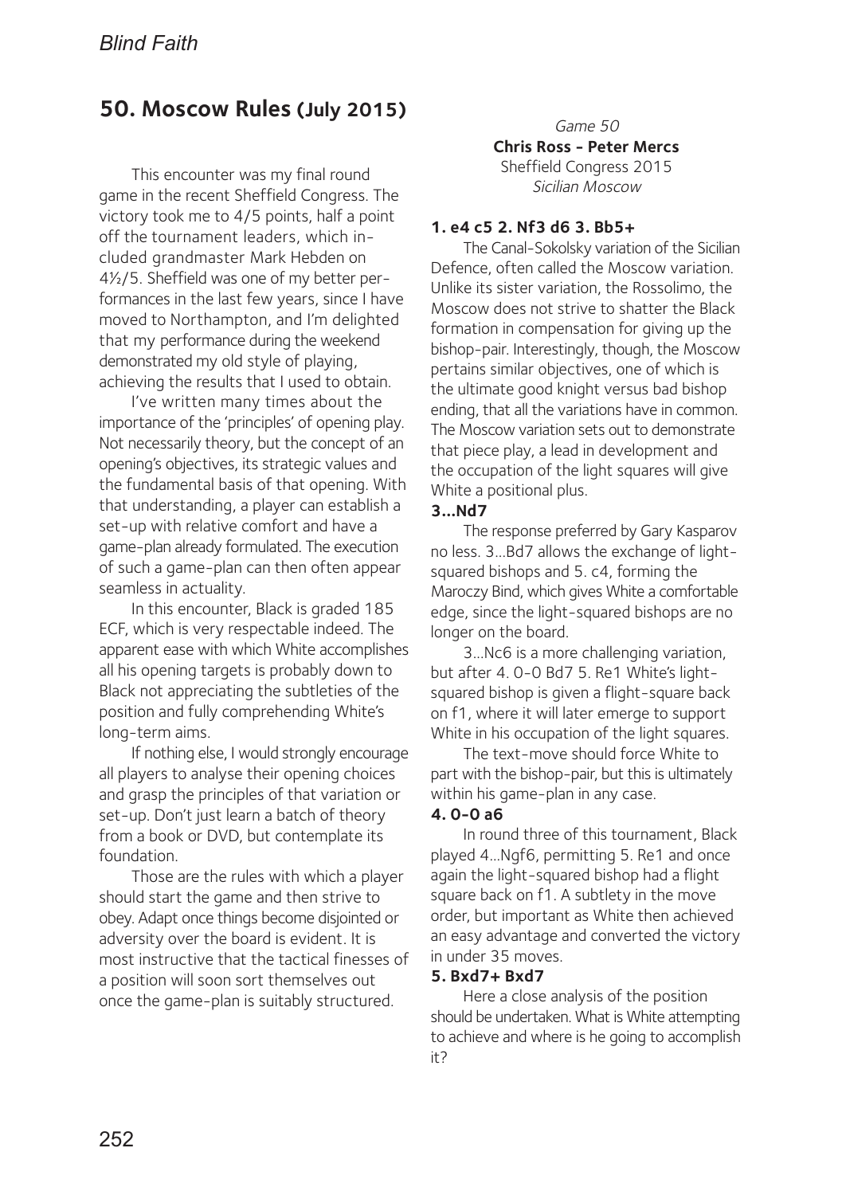## 50. Moscow Rules (July 2015)

This encounter was my final round game in the recent Sheffield Congress. The victory took me to 4/5 points, half a point off the tournament leaders, which included grandmaster Mark Hebden on 4½/5. Sheffield was one of my better performances in the last few years, since I have moved to Northampton, and I'm delighted that my performance during the weekend demonstrated my old style of playing, achieving the results that I used to obtain.

I've written many times about the importance of the 'principles' of opening play. Not necessarily theory, but the concept of an opening's objectives, its strategic values and the fundamental basis of that opening. With that understanding, a player can establish a set-up with relative comfort and have a game-plan already formulated. The execution of such a game-plan can then often appear seamless in actuality.

In this encounter, Black is graded 185 ECF, which is very respectable indeed. The apparent ease with which White accomplishes all his opening targets is probably down to Black not appreciating the subtleties of the position and fully comprehending White's long-term aims.

If nothing else, I would strongly encourage all players to analyse their opening choices and grasp the principles of that variation or set-up. Don't just learn a batch of theory from a book or DVD, but contemplate its foundation.

Those are the rules with which a player should start the game and then strive to obey. Adapt once things become disjointed or adversity over the board is evident. It is most instructive that the tactical finesses of a position will soon sort themselves out once the game-plan is suitably structured.

*Game 50*
**Chris Ross - Peter Mercs**
Sheffield Congress 2015
*Sicilian Moscow*

**1. e4 c5 2. Nf3 d6 3. Bb5+**

The Canal-Sokolsky variation of the Sicilian Defence, often called the Moscow variation. Unlike its sister variation, the Rossolimo, the Moscow does not strive to shatter the Black formation in compensation for giving up the bishop-pair. Interestingly, though, the Moscow pertains similar objectives, one of which is the ultimate good knight versus bad bishop ending, that all the variations have in common. The Moscow variation sets out to demonstrate that piece play, a lead in development and the occupation of the light squares will give White a positional plus.

**3...Nd7**

The response preferred by Gary Kasparov no less. 3...Bd7 allows the exchange of light-squared bishops and 5. c4, forming the Maroczy Bind, which gives White a comfortable edge, since the light-squared bishops are no longer on the board.

3...Nc6 is a more challenging variation, but after 4. 0-0 Bd7 5. Re1 White's light-squared bishop is given a flight-square back on f1, where it will later emerge to support White in his occupation of the light squares.

The text-move should force White to part with the bishop-pair, but this is ultimately within his game-plan in any case.

**4. 0-0 a6**

In round three of this tournament, Black played 4...Ngf6, permitting 5. Re1 and once again the light-squared bishop had a flight square back on f1. A subtlety in the move order, but important as White then achieved an easy advantage and converted the victory in under 35 moves.

**5. Bxd7+ Bxd7**

Here a close analysis of the position should be undertaken. What is White attempting to achieve and where is he going to accomplish it?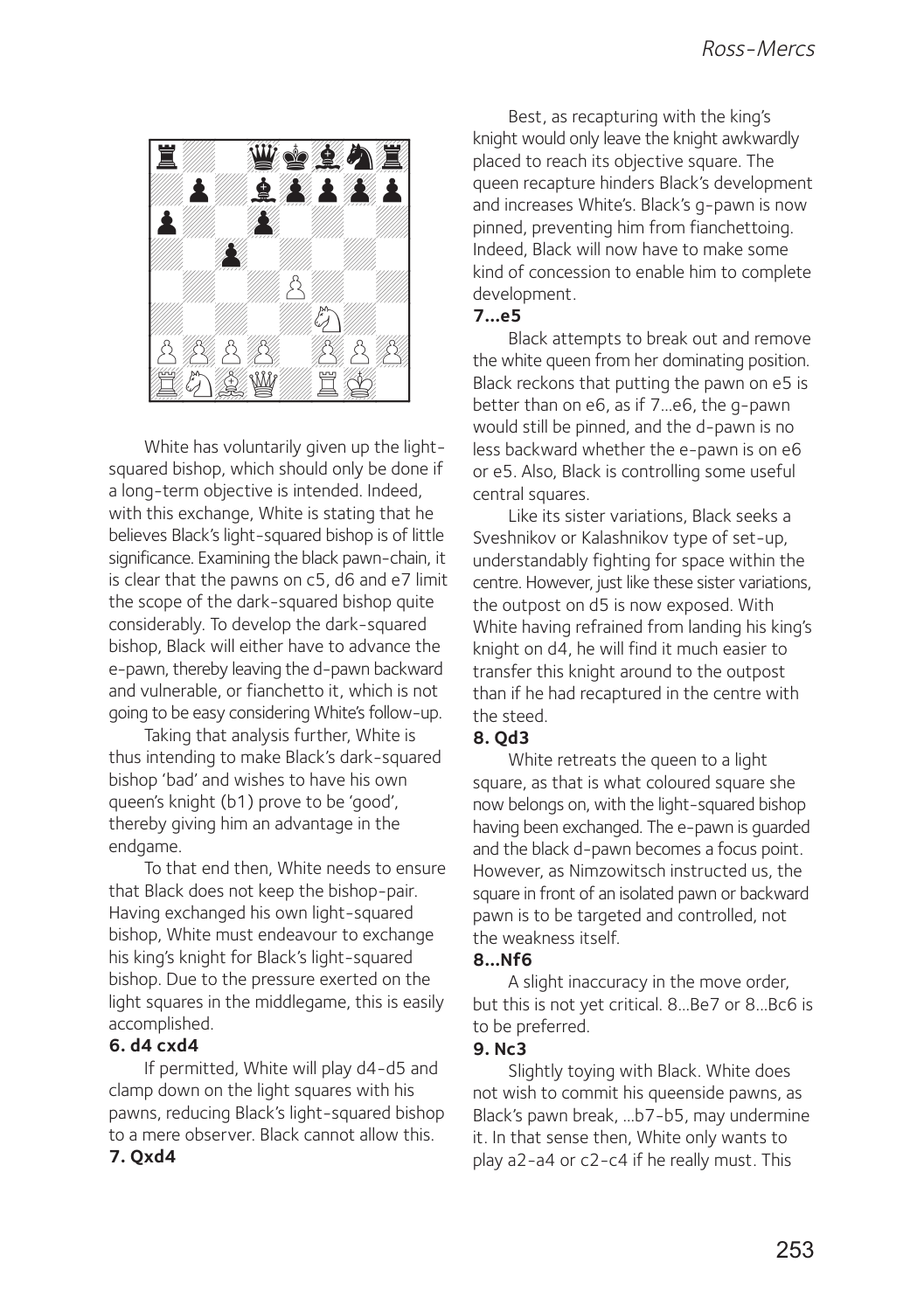White has voluntarily given up the light-squared bishop, which should only be done if a long-term objective is intended. Indeed, with this exchange, White is stating that he believes Black's light-squared bishop is of little significance. Examining the black pawn-chain, it is clear that the pawns on c5, d6 and e7 limit the scope of the dark-squared bishop quite considerably. To develop the dark-squared bishop, Black will either have to advance the e-pawn, thereby leaving the d-pawn backward and vulnerable, or fianchetto it, which is not going to be easy considering White's follow-up.

Taking that analysis further, White is thus intending to make Black's dark-squared bishop 'bad' and wishes to have his own queen's knight (b1) prove to be 'good', thereby giving him an advantage in the endgame.

To that end then, White needs to ensure that Black does not keep the bishop-pair. Having exchanged his own light-squared bishop, White must endeavour to exchange his king's knight for Black's light-squared bishop. Due to the pressure exerted on the light squares in the middlegame, this is easily accomplished.

**6. d4 cxd4**

If permitted, White will play d4-d5 and clamp down on the light squares with his pawns, reducing Black's light-squared bishop to a mere observer. Black cannot allow this.

**7. Qxd4**

Best, as recapturing with the king's knight would only leave the knight awkwardly placed to reach its objective square. The queen recapture hinders Black's development and increases White's. Black's g-pawn is now pinned, preventing him from fianchettoing. Indeed, Black will now have to make some kind of concession to enable him to complete development.

**7...e5**

Black attempts to break out and remove the white queen from her dominating position. Black reckons that putting the pawn on e5 is better than on e6, as if 7...e6, the g-pawn would still be pinned, and the d-pawn is no less backward whether the e-pawn is on e6 or e5. Also, Black is controlling some useful central squares.

Like its sister variations, Black seeks a Sveshnikov or Kalashnikov type of set-up, understandably fighting for space within the centre. However, just like these sister variations, the outpost on d5 is now exposed. With White having refrained from landing his king's knight on d4, he will find it much easier to transfer this knight around to the outpost than if he had recaptured in the centre with the steed.

**8. Qd3**

White retreats the queen to a light square, as that is what coloured square she now belongs on, with the light-squared bishop having been exchanged. The e-pawn is guarded and the black d-pawn becomes a focus point. However, as Nimzowitsch instructed us, the square in front of an isolated pawn or backward pawn is to be targeted and controlled, not the weakness itself.

**8...Nf6**

A slight inaccuracy in the move order, but this is not yet critical. 8...Be7 or 8...Bc6 is to be preferred.

**9. Nc3**

Slightly toying with Black. White does not wish to commit his queenside pawns, as Black's pawn break, ...b7-b5, may undermine it. In that sense then, White only wants to play a2-a4 or c2-c4 if he really must. This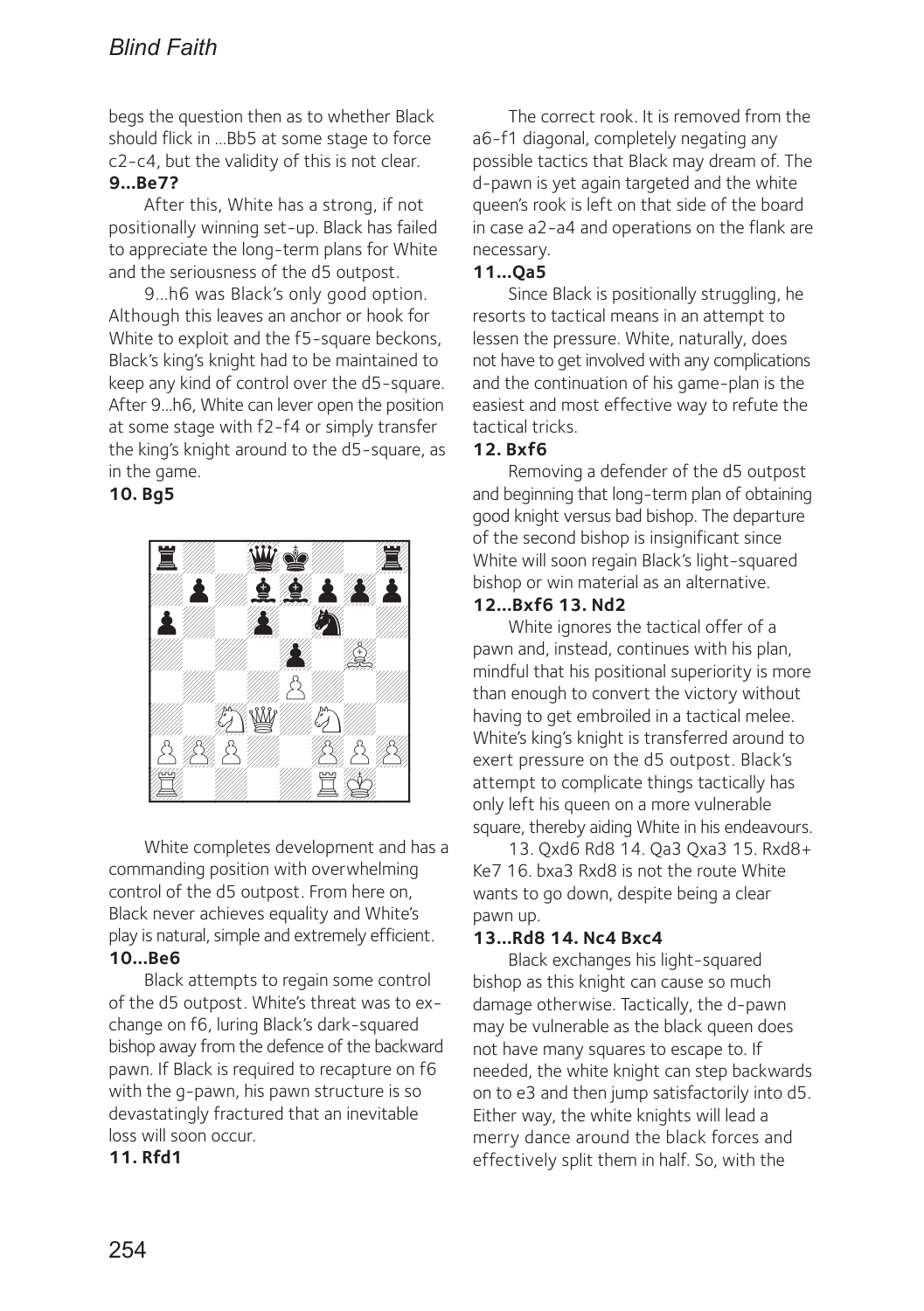begs the question then as to whether Black should flick in ...Bb5 at some stage to force c2-c4, but the validity of this is not clear.

**9...Be7?**

After this, White has a strong, if not positionally winning set-up. Black has failed to appreciate the long-term plans for White and the seriousness of the d5 outpost.

9...h6 was Black's only good option. Although this leaves an anchor or hook for White to exploit and the f5-square beckons, Black's king's knight had to be maintained to keep any kind of control over the d5-square. After 9...h6, White can lever open the position at some stage with f2-f4 or simply transfer the king's knight around to the d5-square, as in the game.

**10. Bg5**

White completes development and has a commanding position with overwhelming control of the d5 outpost. From here on, Black never achieves equality and White's play is natural, simple and extremely efficient.

**10...Be6**

Black attempts to regain some control of the d5 outpost. White's threat was to exchange on f6, luring Black's dark-squared bishop away from the defence of the backward pawn. If Black is required to recapture on f6 with the g-pawn, his pawn structure is so devastatingly fractured that an inevitable loss will soon occur.

**11. Rfd1**

The correct rook. It is removed from the a6-f1 diagonal, completely negating any possible tactics that Black may dream of. The d-pawn is yet again targeted and the white queen's rook is left on that side of the board in case a2-a4 and operations on the flank are necessary.

**11...Qa5**

Since Black is positionally struggling, he resorts to tactical means in an attempt to lessen the pressure. White, naturally, does not have to get involved with any complications and the continuation of his game-plan is the easiest and most effective way to refute the tactical tricks.

**12. Bxf6**

Removing a defender of the d5 outpost and beginning that long-term plan of obtaining good knight versus bad bishop. The departure of the second bishop is insignificant since White will soon regain Black's light-squared bishop or win material as an alternative.

**12...Bxf6 13. Nd2**

White ignores the tactical offer of a pawn and, instead, continues with his plan, mindful that his positional superiority is more than enough to convert the victory without having to get embroiled in a tactical melee. White's king's knight is transferred around to exert pressure on the d5 outpost. Black's attempt to complicate things tactically has only left his queen on a more vulnerable square, thereby aiding White in his endeavours.

13. Qxd6 Rd8 14. Qa3 Qxa3 15. Rxd8+ Ke7 16. bxa3 Rxd8 is not the route White wants to go down, despite being a clear pawn up.

**13...Rd8 14. Nc4 Bxc4**

Black exchanges his light-squared bishop as this knight can cause so much damage otherwise. Tactically, the d-pawn may be vulnerable as the black queen does not have many squares to escape to. If needed, the white knight can step backwards on to e3 and then jump satisfactorily into d5. Either way, the white knights will lead a merry dance around the black forces and effectively split them in half. So, with the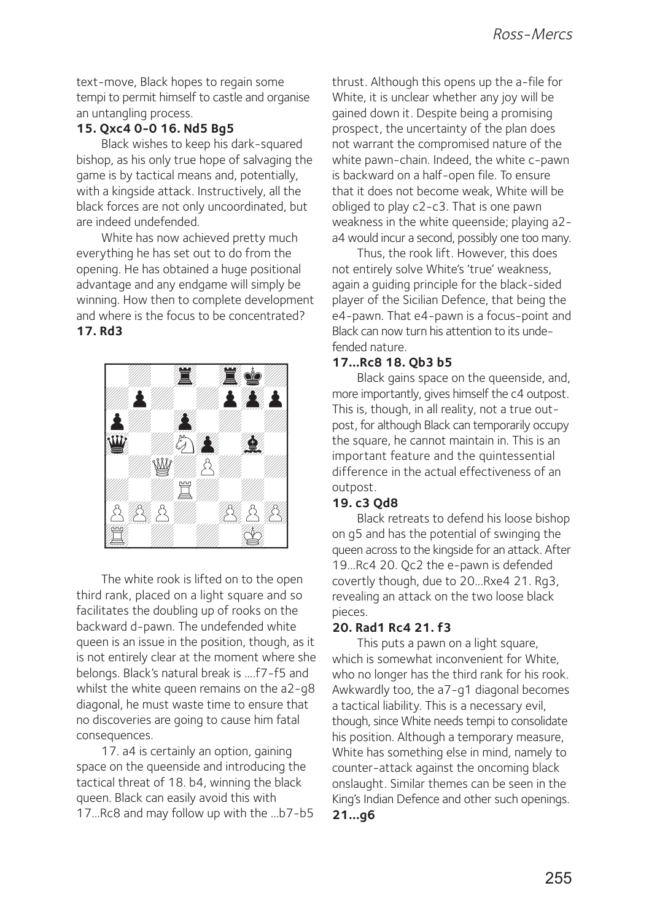text-move, Black hopes to regain some tempi to permit himself to castle and organise an untangling process.

**15. Qxc4 0-0 16. Nd5 Bg5**

Black wishes to keep his dark-squared bishop, as his only true hope of salvaging the game is by tactical means and, potentially, with a kingside attack. Instructively, all the black forces are not only uncoordinated, but are indeed undefended.

White has now achieved pretty much everything he has set out to do from the opening. He has obtained a huge positional advantage and any endgame will simply be winning. How then to complete development and where is the focus to be concentrated?

**17. Rd3**

The white rook is lifted on to the open third rank, placed on a light square and so facilitates the doubling up of rooks on the backward d-pawn. The undefended white queen is an issue in the position, though, as it is not entirely clear at the moment where she belongs. Black's natural break is ....f7-f5 and whilst the white queen remains on the a2-g8 diagonal, he must waste time to ensure that no discoveries are going to cause him fatal consequences.

17. a4 is certainly an option, gaining space on the queenside and introducing the tactical threat of 18. b4, winning the black queen. Black can easily avoid this with 17...Rc8 and may follow up with the ...b7-b5 thrust. Although this opens up the a-file for White, it is unclear whether any joy will be gained down it. Despite being a promising prospect, the uncertainty of the plan does not warrant the compromised nature of the white pawn-chain. Indeed, the white c-pawn is backward on a half-open file. To ensure that it does not become weak, White will be obliged to play c2-c3. That is one pawn weakness in the white queenside; playing a2-a4 would incur a second, possibly one too many.

Thus, the rook lift. However, this does not entirely solve White's 'true' weakness, again a guiding principle for the black-sided player of the Sicilian Defence, that being the e4-pawn. That e4-pawn is a focus-point and Black can now turn his attention to its undefended nature.

**17...Rc8 18. Qb3 b5**

Black gains space on the queenside, and, more importantly, gives himself the c4 outpost. This is, though, in all reality, not a true outpost, for although Black can temporarily occupy the square, he cannot maintain in. This is an important feature and the quintessential difference in the actual effectiveness of an outpost.

**19. c3 Qd8**

Black retreats to defend his loose bishop on g5 and has the potential of swinging the queen across to the kingside for an attack. After 19...Rc4 20. Qc2 the e-pawn is defended covertly though, due to 20...Rxe4 21. Rg3, revealing an attack on the two loose black pieces.

**20. Rad1 Rc4 21. f3**

This puts a pawn on a light square, which is somewhat inconvenient for White, who no longer has the third rank for his rook. Awkwardly too, the a7-g1 diagonal becomes a tactical liability. This is a necessary evil, though, since White needs tempi to consolidate his position. Although a temporary measure, White has something else in mind, namely to counter-attack against the oncoming black onslaught. Similar themes can be seen in the King's Indian Defence and other such openings.

**21...g6**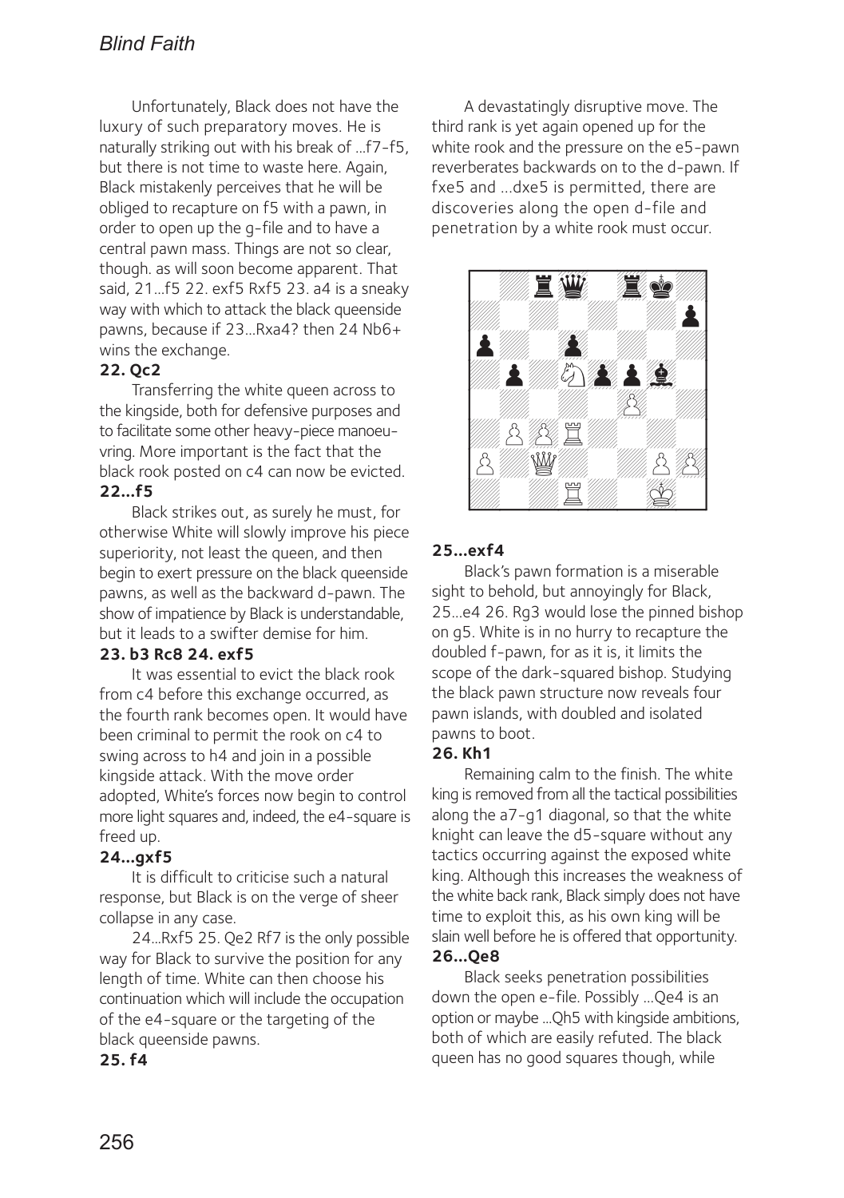Unfortunately, Black does not have the luxury of such preparatory moves. He is naturally striking out with his break of ...f7-f5, but there is not time to waste here. Again, Black mistakenly perceives that he will be obliged to recapture on f5 with a pawn, in order to open up the g-file and to have a central pawn mass. Things are not so clear, though. as will soon become apparent. That said, 21...f5 22. exf5 Rxf5 23. a4 is a sneaky way with which to attack the black queenside pawns, because if 23...Rxa4? then 24 Nb6+ wins the exchange.

**22. Qc2**

Transferring the white queen across to the kingside, both for defensive purposes and to facilitate some other heavy-piece manoeuvring. More important is the fact that the black rook posted on c4 can now be evicted.

**22...f5**

Black strikes out, as surely he must, for otherwise White will slowly improve his piece superiority, not least the queen, and then begin to exert pressure on the black queenside pawns, as well as the backward d-pawn. The show of impatience by Black is understandable, but it leads to a swifter demise for him.

**23. b3 Rc8 24. exf5**

It was essential to evict the black rook from c4 before this exchange occurred, as the fourth rank becomes open. It would have been criminal to permit the rook on c4 to swing across to h4 and join in a possible kingside attack. With the move order adopted, White's forces now begin to control more light squares and, indeed, the e4-square is freed up.

**24...gxf5**

It is difficult to criticise such a natural response, but Black is on the verge of sheer collapse in any case.

24...Rxf5 25. Qe2 Rf7 is the only possible way for Black to survive the position for any length of time. White can then choose his continuation which will include the occupation of the e4-square or the targeting of the black queenside pawns.

**25. f4**

A devastatingly disruptive move. The third rank is yet again opened up for the white rook and the pressure on the e5-pawn reverberates backwards on to the d-pawn. If fxe5 and ...dxe5 is permitted, there are discoveries along the open d-file and penetration by a white rook must occur.

**25...exf4**

Black's pawn formation is a miserable sight to behold, but annoyingly for Black, 25...e4 26. Rg3 would lose the pinned bishop on g5. White is in no hurry to recapture the doubled f-pawn, for as it is, it limits the scope of the dark-squared bishop. Studying the black pawn structure now reveals four pawn islands, with doubled and isolated pawns to boot.

**26. Kh1**

Remaining calm to the finish. The white king is removed from all the tactical possibilities along the a7-g1 diagonal, so that the white knight can leave the d5-square without any tactics occurring against the exposed white king. Although this increases the weakness of the white back rank, Black simply does not have time to exploit this, as his own king will be slain well before he is offered that opportunity.

**26...Qe8**

Black seeks penetration possibilities down the open e-file. Possibly ...Qe4 is an option or maybe ...Qh5 with kingside ambitions, both of which are easily refuted. The black queen has no good squares though, while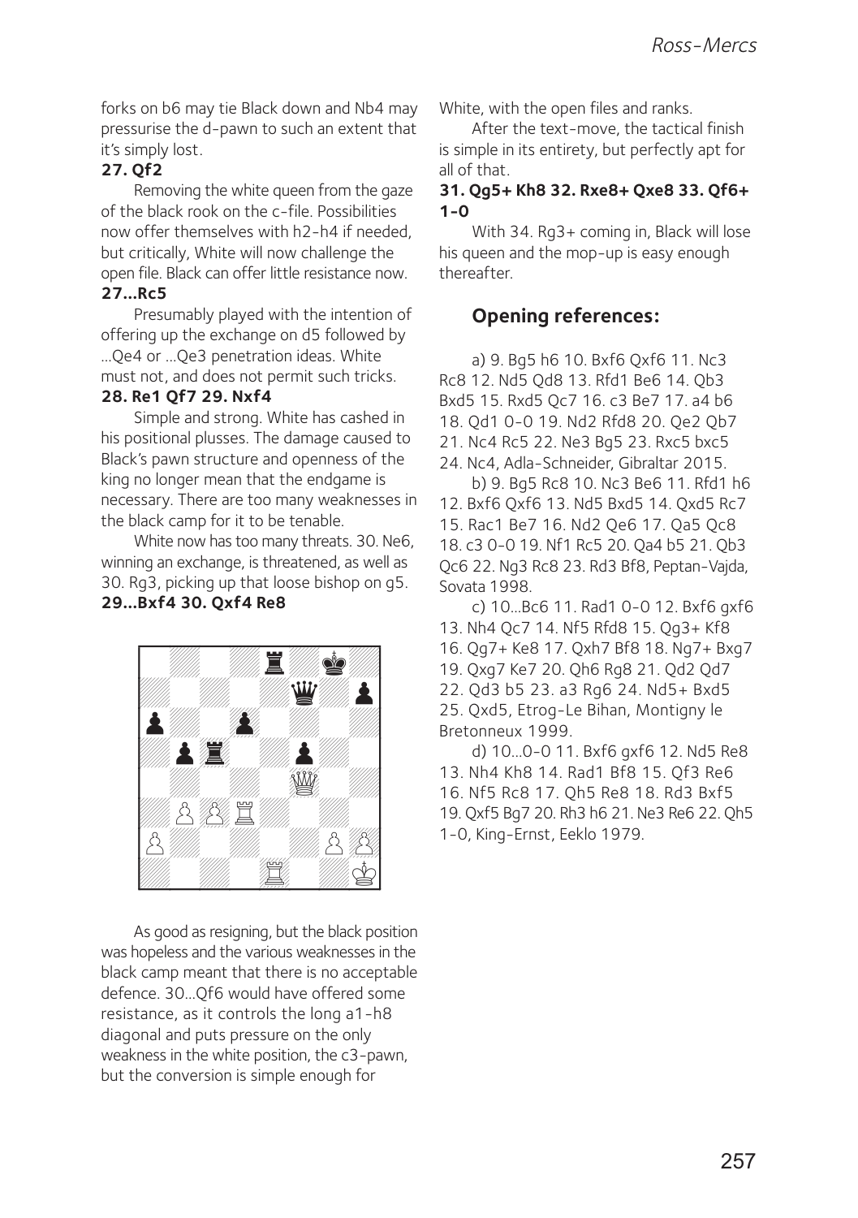forks on b6 may tie Black down and Nb4 may pressurise the d-pawn to such an extent that it's simply lost.

**27. Qf2**

Removing the white queen from the gaze of the black rook on the c-file. Possibilities now offer themselves with h2-h4 if needed, but critically, White will now challenge the open file. Black can offer little resistance now.

**27...Rc5**

Presumably played with the intention of offering up the exchange on d5 followed by ...Qe4 or ...Qe3 penetration ideas. White must not, and does not permit such tricks.

**28. Re1 Qf7 29. Nxf4**

Simple and strong. White has cashed in his positional plusses. The damage caused to Black's pawn structure and openness of the king no longer mean that the endgame is necessary. There are too many weaknesses in the black camp for it to be tenable.

White now has too many threats. 30. Ne6, winning an exchange, is threatened, as well as 30. Rg3, picking up that loose bishop on g5.

**29...Bxf4 30. Qxf4 Re8**

As good as resigning, but the black position was hopeless and the various weaknesses in the black camp meant that there is no acceptable defence. 30...Qf6 would have offered some resistance, as it controls the long a1-h8 diagonal and puts pressure on the only weakness in the white position, the c3-pawn, but the conversion is simple enough for White, with the open files and ranks.

After the text-move, the tactical finish is simple in its entirety, but perfectly apt for all of that.

**31. Qg5+ Kh8 32. Rxe8+ Qxe8 33. Qf6+ 1-0**

With 34. Rg3+ coming in, Black will lose his queen and the mop-up is easy enough thereafter.

## Opening references:

a) 9. Bg5 h6 10. Bxf6 Qxf6 11. Nc3 Rc8 12. Nd5 Qd8 13. Rfd1 Be6 14. Qb3 Bxd5 15. Rxd5 Qc7 16. c3 Be7 17. a4 b6 18. Qd1 0-0 19. Nd2 Rfd8 20. Qe2 Qb7 21. Nc4 Rc5 22. Ne3 Bg5 23. Rxc5 bxc5 24. Nc4, Adla-Schneider, Gibraltar 2015.

b) 9. Bg5 Rc8 10. Nc3 Be6 11. Rfd1 h6 12. Bxf6 Qxf6 13. Nd5 Bxd5 14. Qxd5 Rc7 15. Rac1 Be7 16. Nd2 Qe6 17. Qa5 Qc8 18. c3 0-0 19. Nf1 Rc5 20. Qa4 b5 21. Qb3 Qc6 22. Ng3 Rc8 23. Rd3 Bf8, Peptan-Vajda, Sovata 1998.

c) 10...Bc6 11. Rad1 0-0 12. Bxf6 gxf6 13. Nh4 Qc7 14. Nf5 Rfd8 15. Qg3+ Kf8 16. Qg7+ Ke8 17. Qxh7 Bf8 18. Ng7+ Bxg7 19. Qxg7 Ke7 20. Qh6 Rg8 21. Qd2 Qd7 22. Qd3 b5 23. a3 Rg6 24. Nd5+ Bxd5 25. Qxd5, Etrog-Le Bihan, Montigny le Bretonneux 1999.

d) 10...0-0 11. Bxf6 gxf6 12. Nd5 Re8 13. Nh4 Kh8 14. Rad1 Bf8 15. Qf3 Re6 16. Nf5 Rc8 17. Qh5 Re8 18. Rd3 Bxf5 19. Qxf5 Bg7 20. Rh3 h6 21. Ne3 Re6 22. Qh5 1-0, King-Ernst, Eeklo 1979.